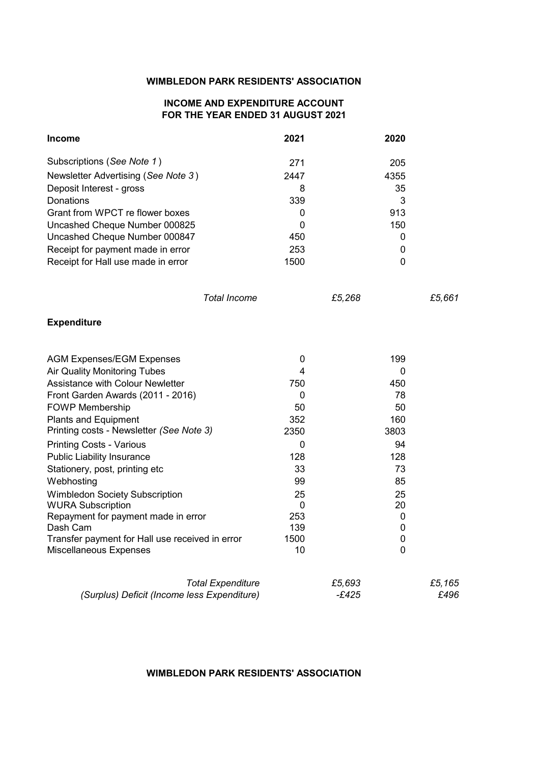**WIMBLEDON PARK RESIDENTS' ASSOCIATION**

**INCOME AND EXPENDITURE ACCOUNT**
**FOR THE YEAR ENDED 31 AUGUST 2021**

| **Income** | **2021** | | **2020** | |
|---|---|---|---|---|
| Subscriptions (*See Note 1*) | 271 | | 205 | |
| Newsletter Advertising (*See Note 3*) | 2447 | | 4355 | |
| Deposit Interest - gross | 8 | | 35 | |
| Donations | 339 | | 3 | |
| Grant from WPCT re flower boxes | 0 | | 913 | |
| Uncashed Cheque Number 000825 | 0 | | 150 | |
| Uncashed Cheque Number 000847 | 450 | | 0 | |
| Receipt for payment made in error | 253 | | 0 | |
| Receipt for Hall use made in error | 1500 | | 0 | |
| *Total Income* | | *£5,268* | | *£5,661* |

| **Expenditure** | **2021** | | **2020** | |
|---|---|---|---|---|
| AGM Expenses/EGM Expenses | 0 | | 199 | |
| Air Quality Monitoring Tubes | 4 | | 0 | |
| Assistance with Colour Newletter | 750 | | 450 | |
| Front Garden Awards (2011 - 2016) | 0 | | 78 | |
| FOWP Membership | 50 | | 50 | |
| Plants and Equipment | 352 | | 160 | |
| Printing costs - Newsletter *(See Note 3)* | 2350 | | 3803 | |
| Printing Costs - Various | 0 | | 94 | |
| Public Liability Insurance | 128 | | 128 | |
| Stationery, post, printing etc | 33 | | 73 | |
| Webhosting | 99 | | 85 | |
| Wimbledon Society Subscription | 25 | | 25 | |
| WURA Subscription | 0 | | 20 | |
| Repayment for payment made in error | 253 | | 0 | |
| Dash Cam | 139 | | 0 | |
| Transfer payment for Hall use received in error | 1500 | | 0 | |
| Miscellaneous Expenses | 10 | | 0 | |
| *Total Expenditure* | | *£5,693* | | *£5,165* |
| *(Surplus) Deficit (Income less Expenditure)* | | *-£425* | | *£496* |

**WIMBLEDON PARK RESIDENTS' ASSOCIATION**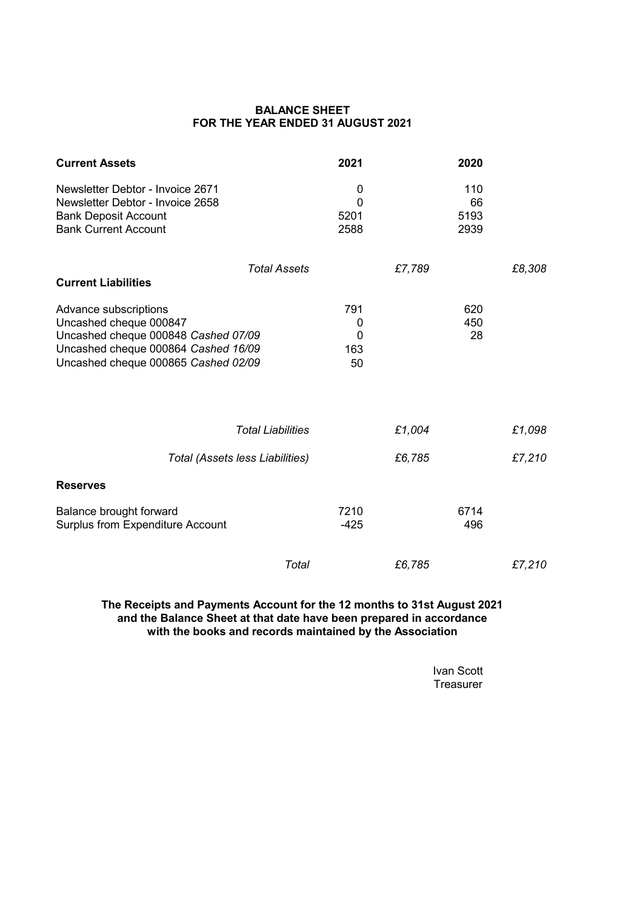**BALANCE SHEET**
**FOR THE YEAR ENDED 31 AUGUST 2021**

| **Current Assets** | **2021** | | **2020** | |
|---|---|---|---|---|
| Newsletter Debtor - Invoice 2671 | 0 | | 110 | |
| Newsletter Debtor - Invoice 2658 | 0 | | 66 | |
| Bank Deposit Account | 5201 | | 5193 | |
| Bank Current Account | 2588 | | 2939 | |
| *Total Assets* | | *£7,789* | | *£8,308* |
| **Current Liabilities** | | | | |
| Advance subscriptions | 791 | | 620 | |
| Uncashed cheque 000847 | 0 | | 450 | |
| Uncashed cheque 000848 *Cashed 07/09* | 0 | | 28 | |
| Uncashed cheque 000864 *Cashed 16/09* | 163 | | | |
| Uncashed cheque 000865 *Cashed 02/09* | 50 | | | |
| *Total Liabilities* | | *£1,004* | | *£1,098* |
| *Total (Assets less Liabilities)* | | *£6,785* | | *£7,210* |
| **Reserves** | | | | |
| Balance brought forward | 7210 | | 6714 | |
| Surplus from Expenditure Account | -425 | | 496 | |
| *Total* | | *£6,785* | | *£7,210* |

**The Receipts and Payments Account for the 12 months to 31st August 2021 and the Balance Sheet at that date have been prepared in accordance with the books and records maintained by the Association**

Ivan Scott
Treasurer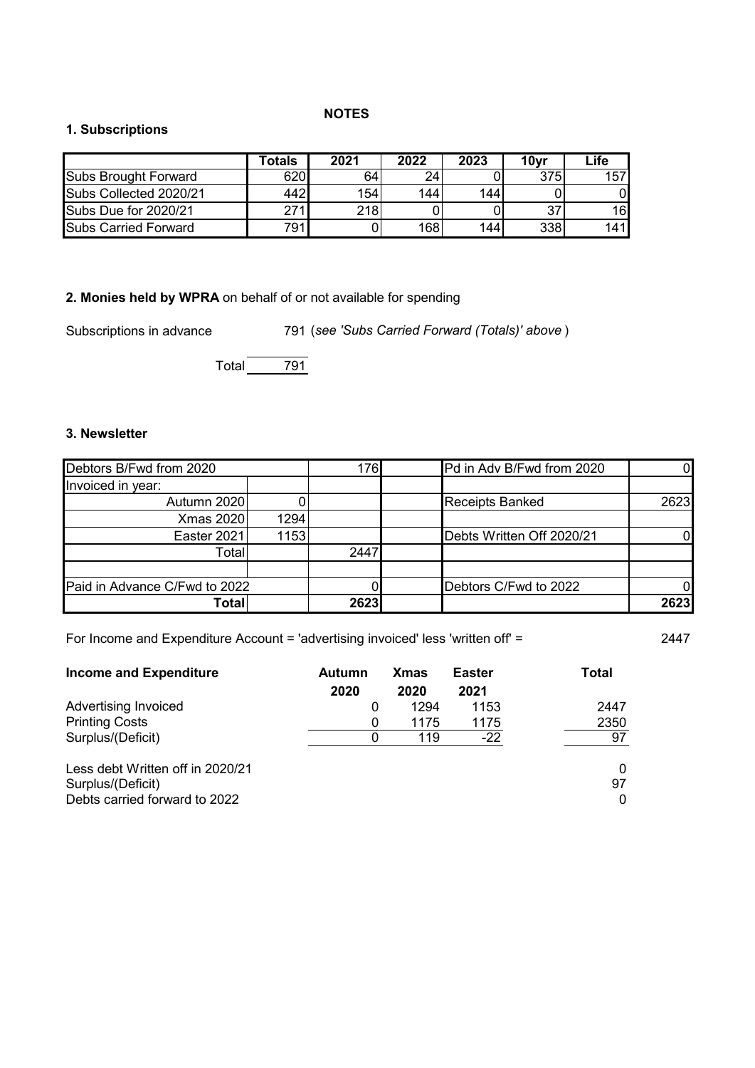## NOTES

### 1. Subscriptions

| | Totals | 2021 | 2022 | 2023 | 10yr | Life |
|---|---|---|---|---|---|---|
| Subs Brought Forward | 620 | 64 | 24 | 0 | 375 | 157 |
| Subs Collected 2020/21 | 442 | 154 | 144 | 144 | 0 | 0 |
| Subs Due for 2020/21 | 271 | 218 | 0 | 0 | 37 | 16 |
| Subs Carried Forward | 791 | 0 | 168 | 144 | 338 | 141 |

### 2. Monies held by WPRA on behalf of or not available for spending

| | | |
|---|---|---|
| Subscriptions in advance | 791 | (*see 'Subs Carried Forward (Totals)' above*) |
| Total | 791 | |

### 3. Newsletter

| | | | | | |
|---|---|---|---|---|---|
| Debtors B/Fwd from 2020 | | 176 | | Pd in Adv B/Fwd from 2020 | 0 |
| Invoiced in year: | | | | | |
| Autumn 2020 | 0 | | | Receipts Banked | 2623 |
| Xmas 2020 | 1294 | | | | |
| Easter 2021 | 1153 | | | Debts Written Off 2020/21 | 0 |
| Total | | 2447 | | | |
| | | | | | |
| Paid in Advance C/Fwd to 2022 | | 0 | | Debtors C/Fwd to 2022 | 0 |
| **Total** | | **2623** | | | **2623** |

For Income and Expenditure Account = 'advertising invoiced' less 'written off' = 2447

| **Income and Expenditure** | **Autumn 2020** | **Xmas 2020** | **Easter 2021** | **Total** |
|---|---|---|---|---|
| Advertising Invoiced | 0 | 1294 | 1153 | 2447 |
| Printing Costs | 0 | 1175 | 1175 | 2350 |
| Surplus/(Deficit) | 0 | 119 | -22 | 97 |
| | | | | |
| Less debt Written off in 2020/21 | | | | 0 |
| Surplus/(Deficit) | | | | 97 |
| Debts carried forward to 2022 | | | | 0 |